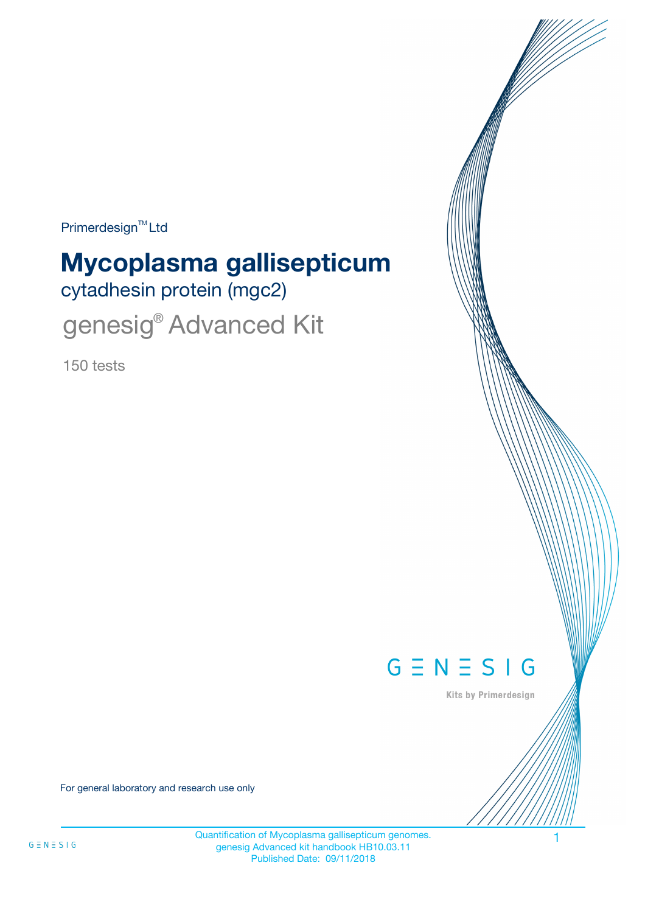Primerdesign™ Ltd

# Mycoplasma gallisepticum

## cytadhesin protein (mgc2)

## genesig® Advanced Kit

150 tests

GENESIG

Kits by Primerdesign

For general laboratory and research use only

Quantification of Mycoplasma gallisepticum genomes.
genesig Advanced kit handbook HB10.03.11
Published Date: 09/11/2018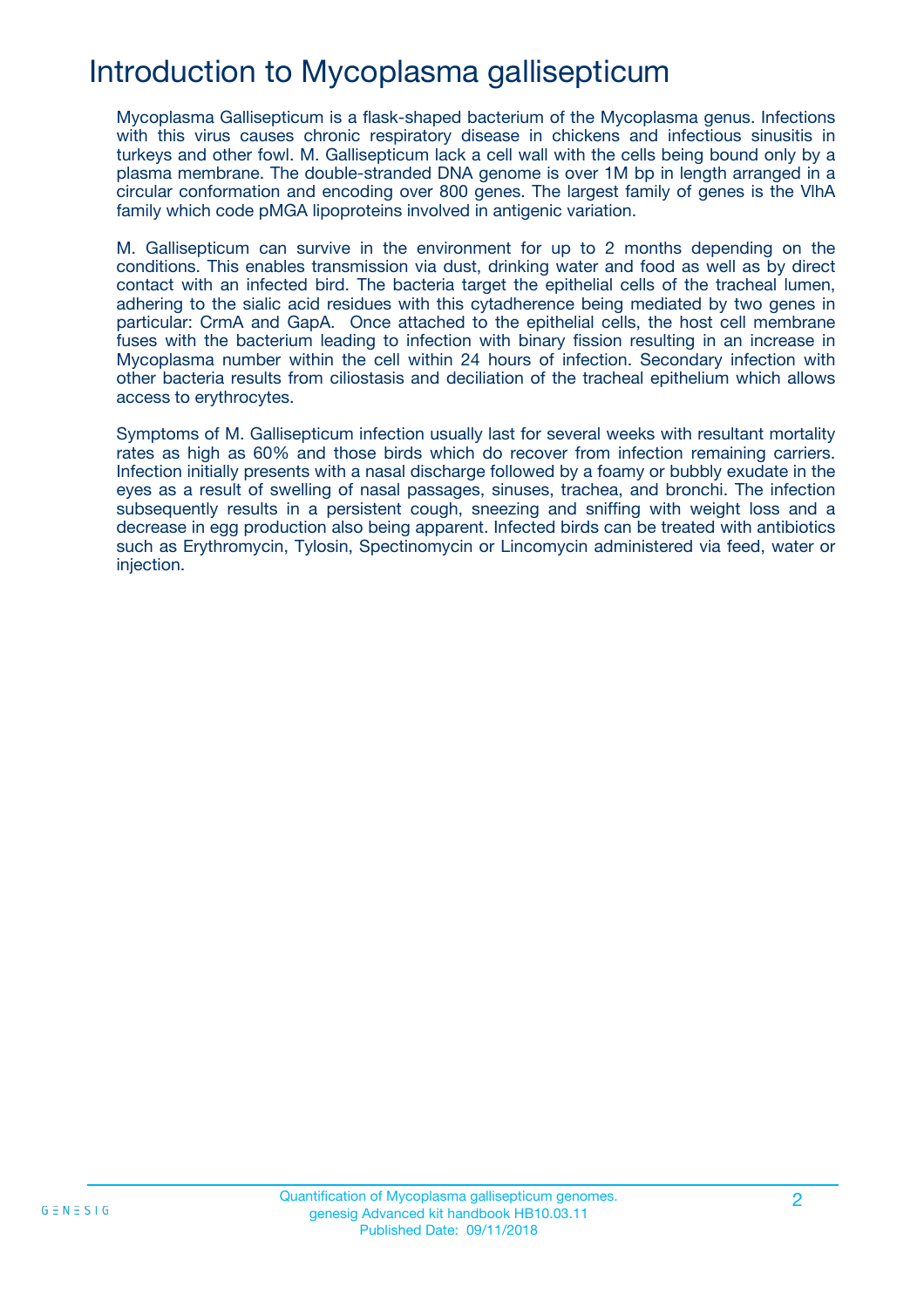# Introduction to Mycoplasma gallisepticum

Mycoplasma Gallisepticum is a flask-shaped bacterium of the Mycoplasma genus. Infections with this virus causes chronic respiratory disease in chickens and infectious sinusitis in turkeys and other fowl. M. Gallisepticum lack a cell wall with the cells being bound only by a plasma membrane. The double-stranded DNA genome is over 1M bp in length arranged in a circular conformation and encoding over 800 genes. The largest family of genes is the VlhA family which code pMGA lipoproteins involved in antigenic variation.

M. Gallisepticum can survive in the environment for up to 2 months depending on the conditions. This enables transmission via dust, drinking water and food as well as by direct contact with an infected bird. The bacteria target the epithelial cells of the tracheal lumen, adhering to the sialic acid residues with this cytadherence being mediated by two genes in particular: CrmA and GapA. Once attached to the epithelial cells, the host cell membrane fuses with the bacterium leading to infection with binary fission resulting in an increase in Mycoplasma number within the cell within 24 hours of infection. Secondary infection with other bacteria results from ciliostasis and deciliation of the tracheal epithelium which allows access to erythrocytes.

Symptoms of M. Gallisepticum infection usually last for several weeks with resultant mortality rates as high as 60% and those birds which do recover from infection remaining carriers. Infection initially presents with a nasal discharge followed by a foamy or bubbly exudate in the eyes as a result of swelling of nasal passages, sinuses, trachea, and bronchi. The infection subsequently results in a persistent cough, sneezing and sniffing with weight loss and a decrease in egg production also being apparent. Infected birds can be treated with antibiotics such as Erythromycin, Tylosin, Spectinomycin or Lincomycin administered via feed, water or injection.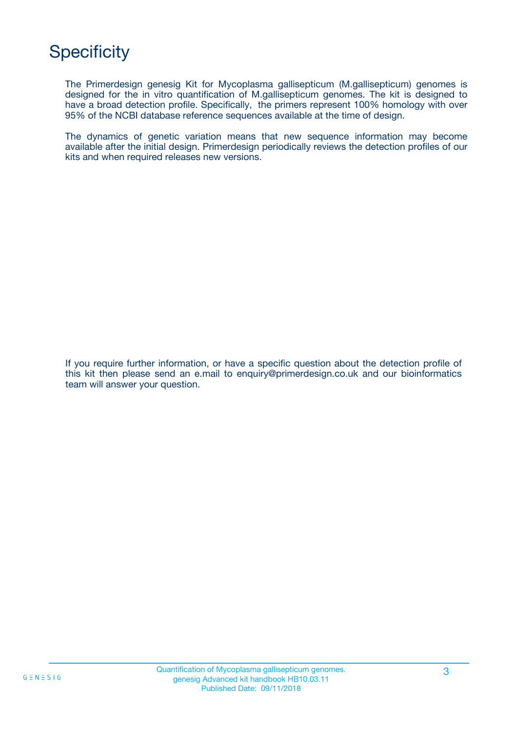# Specificity

The Primerdesign genesig Kit for Mycoplasma gallisepticum (M.gallisepticum) genomes is designed for the in vitro quantification of M.gallisepticum genomes. The kit is designed to have a broad detection profile. Specifically, the primers represent 100% homology with over 95% of the NCBI database reference sequences available at the time of design.

The dynamics of genetic variation means that new sequence information may become available after the initial design. Primerdesign periodically reviews the detection profiles of our kits and when required releases new versions.

If you require further information, or have a specific question about the detection profile of this kit then please send an e.mail to enquiry@primerdesign.co.uk and our bioinformatics team will answer your question.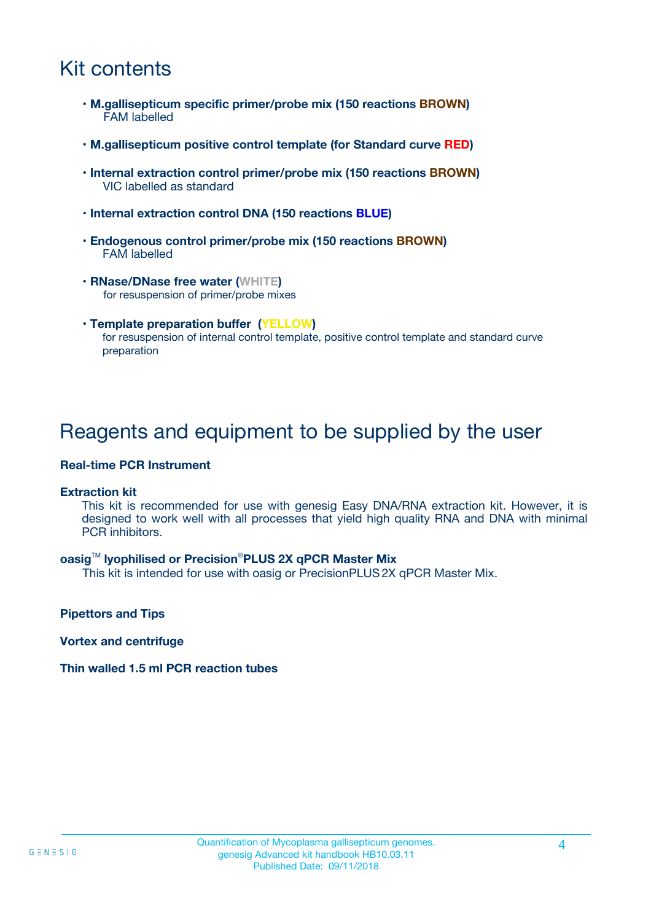## Kit contents

- **M.gallisepticum specific primer/probe mix (150 reactions BROWN)**
  FAM labelled
- **M.gallisepticum positive control template (for Standard curve RED)**
- **Internal extraction control primer/probe mix (150 reactions BROWN)**
  VIC labelled as standard
- **Internal extraction control DNA (150 reactions BLUE)**
- **Endogenous control primer/probe mix (150 reactions BROWN)**
  FAM labelled
- **RNase/DNase free water (WHITE)**
  for resuspension of primer/probe mixes
- **Template preparation buffer (YELLOW)**
  for resuspension of internal control template, positive control template and standard curve preparation

## Reagents and equipment to be supplied by the user

**Real-time PCR Instrument**

**Extraction kit**
This kit is recommended for use with genesig Easy DNA/RNA extraction kit. However, it is designed to work well with all processes that yield high quality RNA and DNA with minimal PCR inhibitors.

**oasig™ lyophilised or Precision®PLUS 2X qPCR Master Mix**
This kit is intended for use with oasig or PrecisionPLUS 2X qPCR Master Mix.

**Pipettors and Tips**

**Vortex and centrifuge**

**Thin walled 1.5 ml PCR reaction tubes**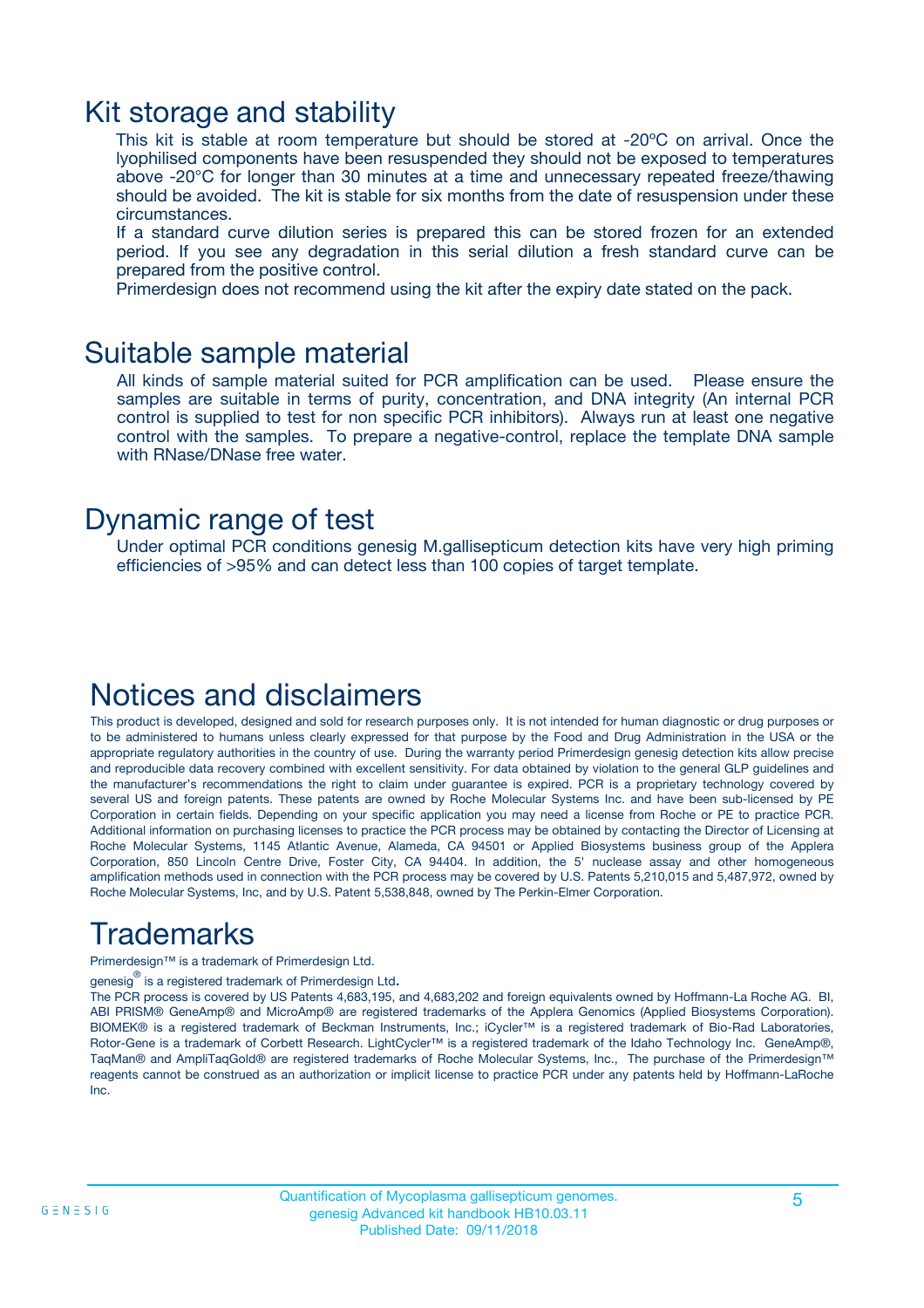## Kit storage and stability

This kit is stable at room temperature but should be stored at -20ºC on arrival. Once the lyophilised components have been resuspended they should not be exposed to temperatures above -20°C for longer than 30 minutes at a time and unnecessary repeated freeze/thawing should be avoided. The kit is stable for six months from the date of resuspension under these circumstances.

If a standard curve dilution series is prepared this can be stored frozen for an extended period. If you see any degradation in this serial dilution a fresh standard curve can be prepared from the positive control.

Primerdesign does not recommend using the kit after the expiry date stated on the pack.

## Suitable sample material

All kinds of sample material suited for PCR amplification can be used. Please ensure the samples are suitable in terms of purity, concentration, and DNA integrity (An internal PCR control is supplied to test for non specific PCR inhibitors). Always run at least one negative control with the samples. To prepare a negative-control, replace the template DNA sample with RNase/DNase free water.

## Dynamic range of test

Under optimal PCR conditions genesig M.gallisepticum detection kits have very high priming efficiencies of >95% and can detect less than 100 copies of target template.

## Notices and disclaimers

This product is developed, designed and sold for research purposes only. It is not intended for human diagnostic or drug purposes or to be administered to humans unless clearly expressed for that purpose by the Food and Drug Administration in the USA or the appropriate regulatory authorities in the country of use. During the warranty period Primerdesign genesig detection kits allow precise and reproducible data recovery combined with excellent sensitivity. For data obtained by violation to the general GLP guidelines and the manufacturer's recommendations the right to claim under guarantee is expired. PCR is a proprietary technology covered by several US and foreign patents. These patents are owned by Roche Molecular Systems Inc. and have been sub-licensed by PE Corporation in certain fields. Depending on your specific application you may need a license from Roche or PE to practice PCR. Additional information on purchasing licenses to practice the PCR process may be obtained by contacting the Director of Licensing at Roche Molecular Systems, 1145 Atlantic Avenue, Alameda, CA 94501 or Applied Biosystems business group of the Applera Corporation, 850 Lincoln Centre Drive, Foster City, CA 94404. In addition, the 5' nuclease assay and other homogeneous amplification methods used in connection with the PCR process may be covered by U.S. Patents 5,210,015 and 5,487,972, owned by Roche Molecular Systems, Inc, and by U.S. Patent 5,538,848, owned by The Perkin-Elmer Corporation.

## Trademarks

Primerdesign™ is a trademark of Primerdesign Ltd.

genesig® is a registered trademark of Primerdesign Ltd.

The PCR process is covered by US Patents 4,683,195, and 4,683,202 and foreign equivalents owned by Hoffmann-La Roche AG. BI, ABI PRISM® GeneAmp® and MicroAmp® are registered trademarks of the Applera Genomics (Applied Biosystems Corporation). BIOMEK® is a registered trademark of Beckman Instruments, Inc.; iCycler™ is a registered trademark of Bio-Rad Laboratories, Rotor-Gene is a trademark of Corbett Research. LightCycler™ is a registered trademark of the Idaho Technology Inc. GeneAmp®, TaqMan® and AmpliTaqGold® are registered trademarks of Roche Molecular Systems, Inc., The purchase of the Primerdesign™ reagents cannot be construed as an authorization or implicit license to practice PCR under any patents held by Hoffmann-LaRoche Inc.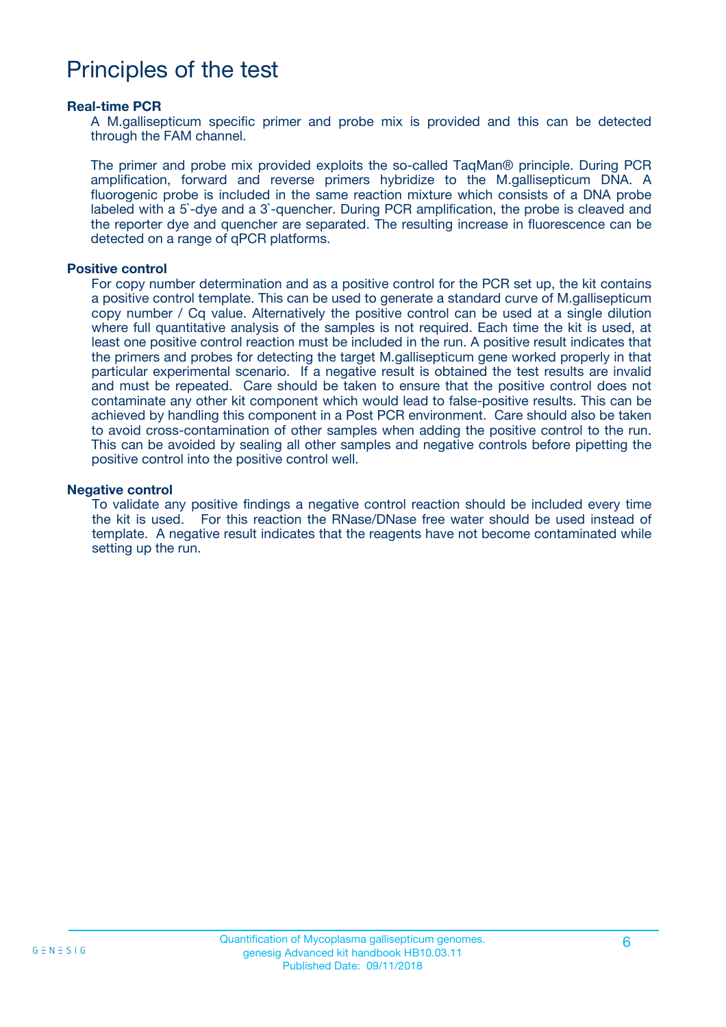# Principles of the test

### Real-time PCR

A M.gallisepticum specific primer and probe mix is provided and this can be detected through the FAM channel.

The primer and probe mix provided exploits the so-called TaqMan® principle. During PCR amplification, forward and reverse primers hybridize to the M.gallisepticum DNA. A fluorogenic probe is included in the same reaction mixture which consists of a DNA probe labeled with a 5`-dye and a 3`-quencher. During PCR amplification, the probe is cleaved and the reporter dye and quencher are separated. The resulting increase in fluorescence can be detected on a range of qPCR platforms.

### Positive control

For copy number determination and as a positive control for the PCR set up, the kit contains a positive control template. This can be used to generate a standard curve of M.gallisepticum copy number / Cq value. Alternatively the positive control can be used at a single dilution where full quantitative analysis of the samples is not required. Each time the kit is used, at least one positive control reaction must be included in the run. A positive result indicates that the primers and probes for detecting the target M.gallisepticum gene worked properly in that particular experimental scenario. If a negative result is obtained the test results are invalid and must be repeated. Care should be taken to ensure that the positive control does not contaminate any other kit component which would lead to false-positive results. This can be achieved by handling this component in a Post PCR environment. Care should also be taken to avoid cross-contamination of other samples when adding the positive control to the run. This can be avoided by sealing all other samples and negative controls before pipetting the positive control into the positive control well.

### Negative control

To validate any positive findings a negative control reaction should be included every time the kit is used. For this reaction the RNase/DNase free water should be used instead of template. A negative result indicates that the reagents have not become contaminated while setting up the run.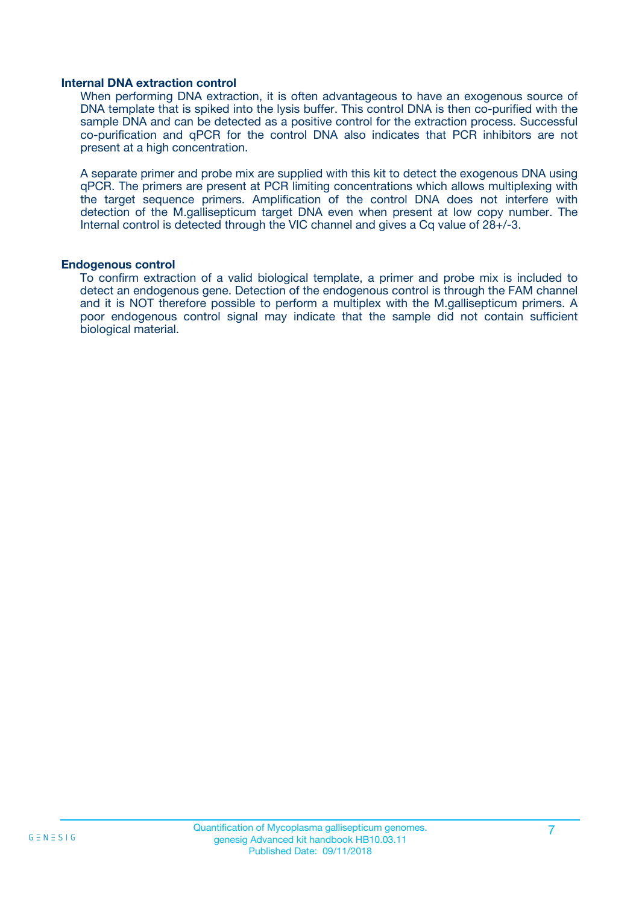### Internal DNA extraction control

When performing DNA extraction, it is often advantageous to have an exogenous source of DNA template that is spiked into the lysis buffer. This control DNA is then co-purified with the sample DNA and can be detected as a positive control for the extraction process. Successful co-purification and qPCR for the control DNA also indicates that PCR inhibitors are not present at a high concentration.

A separate primer and probe mix are supplied with this kit to detect the exogenous DNA using qPCR. The primers are present at PCR limiting concentrations which allows multiplexing with the target sequence primers. Amplification of the control DNA does not interfere with detection of the M.gallisepticum target DNA even when present at low copy number. The Internal control is detected through the VIC channel and gives a Cq value of 28+/-3.

### Endogenous control

To confirm extraction of a valid biological template, a primer and probe mix is included to detect an endogenous gene. Detection of the endogenous control is through the FAM channel and it is NOT therefore possible to perform a multiplex with the M.gallisepticum primers. A poor endogenous control signal may indicate that the sample did not contain sufficient biological material.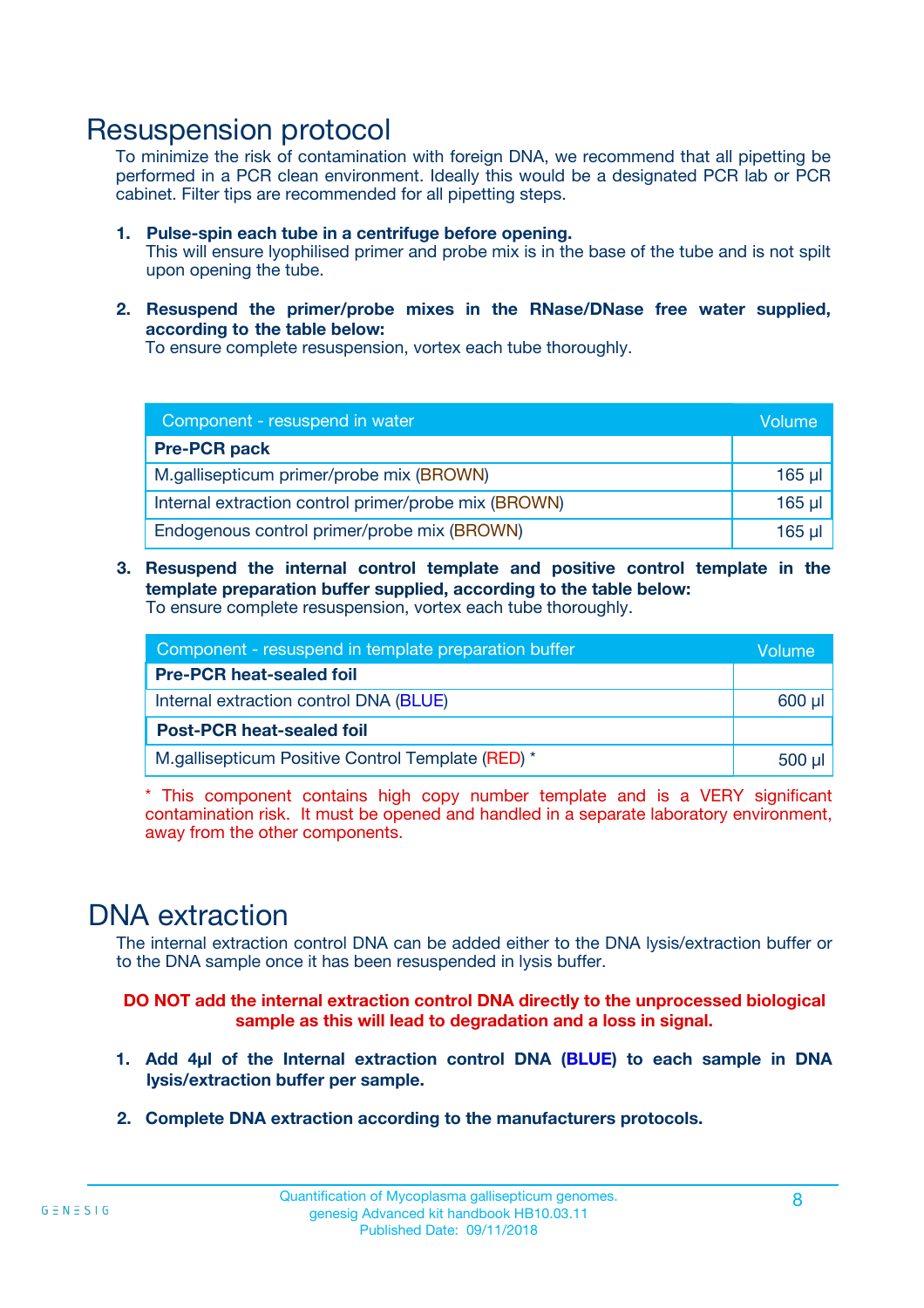# Resuspension protocol

To minimize the risk of contamination with foreign DNA, we recommend that all pipetting be performed in a PCR clean environment. Ideally this would be a designated PCR lab or PCR cabinet. Filter tips are recommended for all pipetting steps.

1. **Pulse-spin each tube in a centrifuge before opening.**
   This will ensure lyophilised primer and probe mix is in the base of the tube and is not spilt upon opening the tube.

2. **Resuspend the primer/probe mixes in the RNase/DNase free water supplied, according to the table below:**
   To ensure complete resuspension, vortex each tube thoroughly.

| Component - resuspend in water | Volume |
|---|---|
| **Pre-PCR pack** | |
| M.gallisepticum primer/probe mix (BROWN) | 165 µl |
| Internal extraction control primer/probe mix (BROWN) | 165 µl |
| Endogenous control primer/probe mix (BROWN) | 165 µl |

3. **Resuspend the internal control template and positive control template in the template preparation buffer supplied, according to the table below:**
   To ensure complete resuspension, vortex each tube thoroughly.

| Component - resuspend in template preparation buffer | Volume |
|---|---|
| **Pre-PCR heat-sealed foil** | |
| Internal extraction control DNA (BLUE) | 600 µl |
| **Post-PCR heat-sealed foil** | |
| M.gallisepticum Positive Control Template (RED) * | 500 µl |

* This component contains high copy number template and is a VERY significant contamination risk. It must be opened and handled in a separate laboratory environment, away from the other components.

# DNA extraction

The internal extraction control DNA can be added either to the DNA lysis/extraction buffer or to the DNA sample once it has been resuspended in lysis buffer.

**DO NOT add the internal extraction control DNA directly to the unprocessed biological sample as this will lead to degradation and a loss in signal.**

1. **Add 4µl of the Internal extraction control DNA (BLUE) to each sample in DNA lysis/extraction buffer per sample.**

2. **Complete DNA extraction according to the manufacturers protocols.**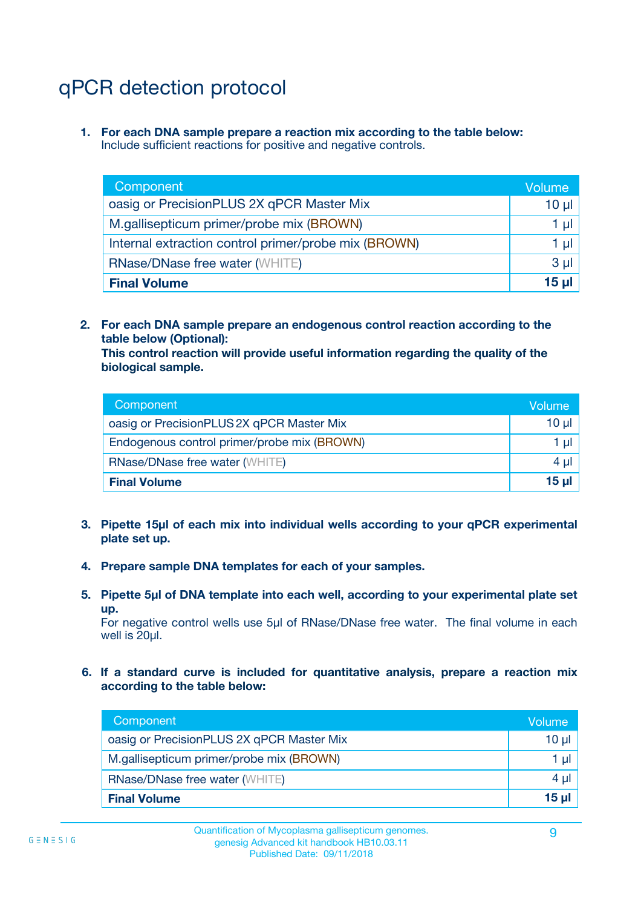# qPCR detection protocol

1. **For each DNA sample prepare a reaction mix according to the table below:**
   Include sufficient reactions for positive and negative controls.

| Component | Volume |
| --- | --- |
| oasig or PrecisionPLUS 2X qPCR Master Mix | 10 µl |
| M.gallisepticum primer/probe mix (BROWN) | 1 µl |
| Internal extraction control primer/probe mix (BROWN) | 1 µl |
| RNase/DNase free water (WHITE) | 3 µl |
| **Final Volume** | **15 µl** |

2. **For each DNA sample prepare an endogenous control reaction according to the table below (Optional):**
   **This control reaction will provide useful information regarding the quality of the biological sample.**

| Component | Volume |
| --- | --- |
| oasig or PrecisionPLUS 2X qPCR Master Mix | 10 µl |
| Endogenous control primer/probe mix (BROWN) | 1 µl |
| RNase/DNase free water (WHITE) | 4 µl |
| **Final Volume** | **15 µl** |

3. **Pipette 15µl of each mix into individual wells according to your qPCR experimental plate set up.**

4. **Prepare sample DNA templates for each of your samples.**

5. **Pipette 5µl of DNA template into each well, according to your experimental plate set up.**
   For negative control wells use 5µl of RNase/DNase free water. The final volume in each well is 20µl.

6. **If a standard curve is included for quantitative analysis, prepare a reaction mix according to the table below:**

| Component | Volume |
| --- | --- |
| oasig or PrecisionPLUS 2X qPCR Master Mix | 10 µl |
| M.gallisepticum primer/probe mix (BROWN) | 1 µl |
| RNase/DNase free water (WHITE) | 4 µl |
| **Final Volume** | **15 µl** |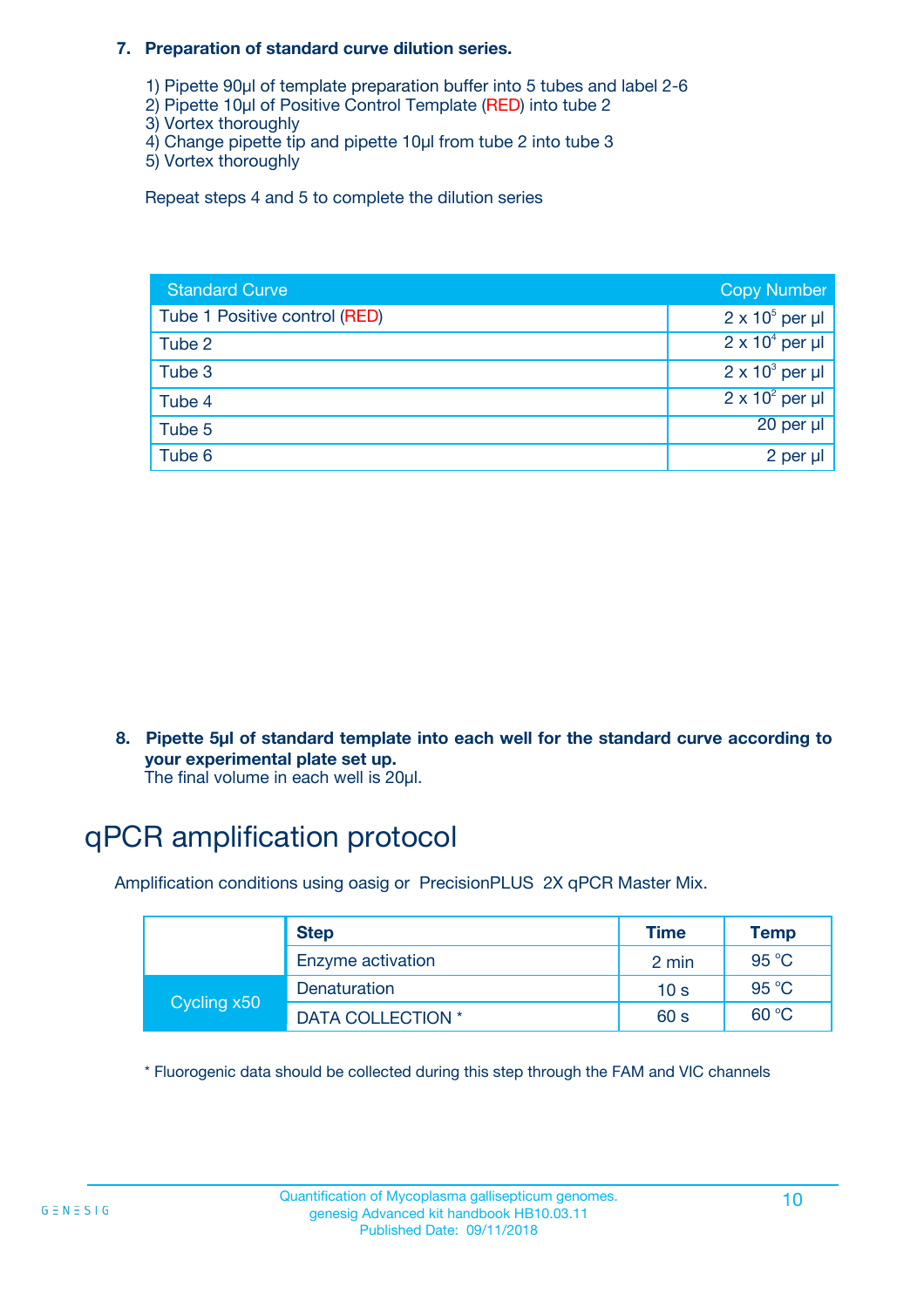**7. Preparation of standard curve dilution series.**

1) Pipette 90µl of template preparation buffer into 5 tubes and label 2-6
2) Pipette 10µl of Positive Control Template (RED) into tube 2
3) Vortex thoroughly
4) Change pipette tip and pipette 10µl from tube 2 into tube 3
5) Vortex thoroughly

Repeat steps 4 and 5 to complete the dilution series

| Standard Curve | Copy Number |
|---|---|
| Tube 1 Positive control (RED) | $2 \times 10^5$ per µl |
| Tube 2 | $2 \times 10^4$ per µl |
| Tube 3 | $2 \times 10^3$ per µl |
| Tube 4 | $2 \times 10^2$ per µl |
| Tube 5 | 20 per µl |
| Tube 6 | 2 per µl |

**8. Pipette 5µl of standard template into each well for the standard curve according to your experimental plate set up.**
The final volume in each well is 20µl.

# qPCR amplification protocol

Amplification conditions using oasig or PrecisionPLUS 2X qPCR Master Mix.

| | Step | Time | Temp |
|---|---|---|---|
| | Enzyme activation | 2 min | 95 °C |
| Cycling x50 | Denaturation | 10 s | 95 °C |
| | DATA COLLECTION * | 60 s | 60 °C |

* Fluorogenic data should be collected during this step through the FAM and VIC channels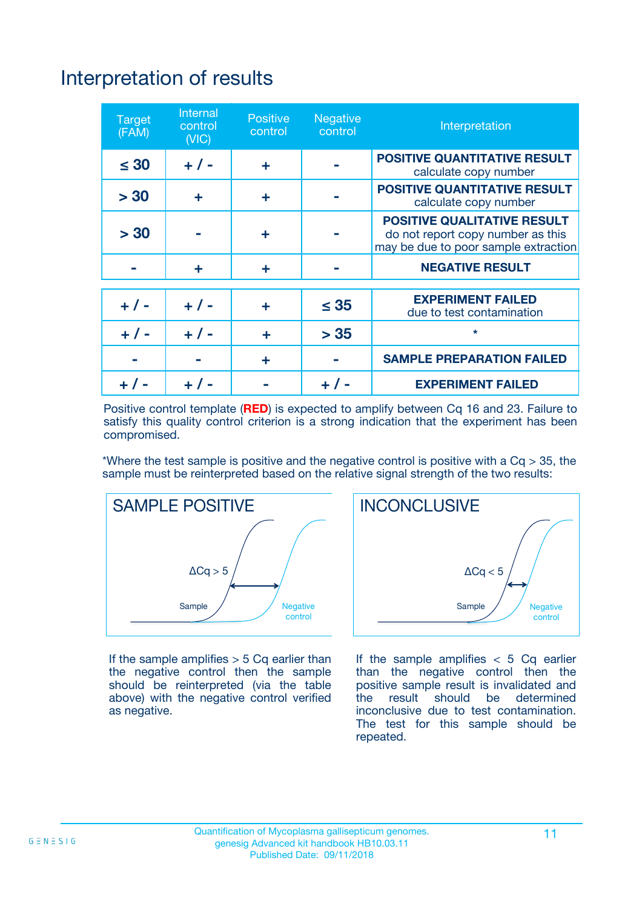# Interpretation of results

| Target (FAM) | Internal control (VIC) | Positive control | Negative control | Interpretation |
|---|---|---|---|---|
| ≤ 30 | + / - | + | - | **POSITIVE QUANTITATIVE RESULT** calculate copy number |
| > 30 | + | + | - | **POSITIVE QUANTITATIVE RESULT** calculate copy number |
| > 30 | - | + | - | **POSITIVE QUALITATIVE RESULT** do not report copy number as this may be due to poor sample extraction |
| - | + | + | - | **NEGATIVE RESULT** |
| + / - | + / - | + | ≤ 35 | **EXPERIMENT FAILED** due to test contamination |
| + / - | + / - | + | > 35 | * |
| - | - | + | - | **SAMPLE PREPARATION FAILED** |
| + / - | + / - | - | + / - | **EXPERIMENT FAILED** |

Positive control template (**RED**) is expected to amplify between Cq 16 and 23. Failure to satisfy this quality control criterion is a strong indication that the experiment has been compromised.

*Where the test sample is positive and the negative control is positive with a Cq > 35, the sample must be reinterpreted based on the relative signal strength of the two results:

SAMPLE POSITIVE

ΔCq > 5

Sample

Negative control

If the sample amplifies > 5 Cq earlier than the negative control then the sample should be reinterpreted (via the table above) with the negative control verified as negative.

INCONCLUSIVE

ΔCq < 5

Sample

Negative control

If the sample amplifies < 5 Cq earlier than the negative control then the positive sample result is invalidated and the result should be determined inconclusive due to test contamination. The test for this sample should be repeated.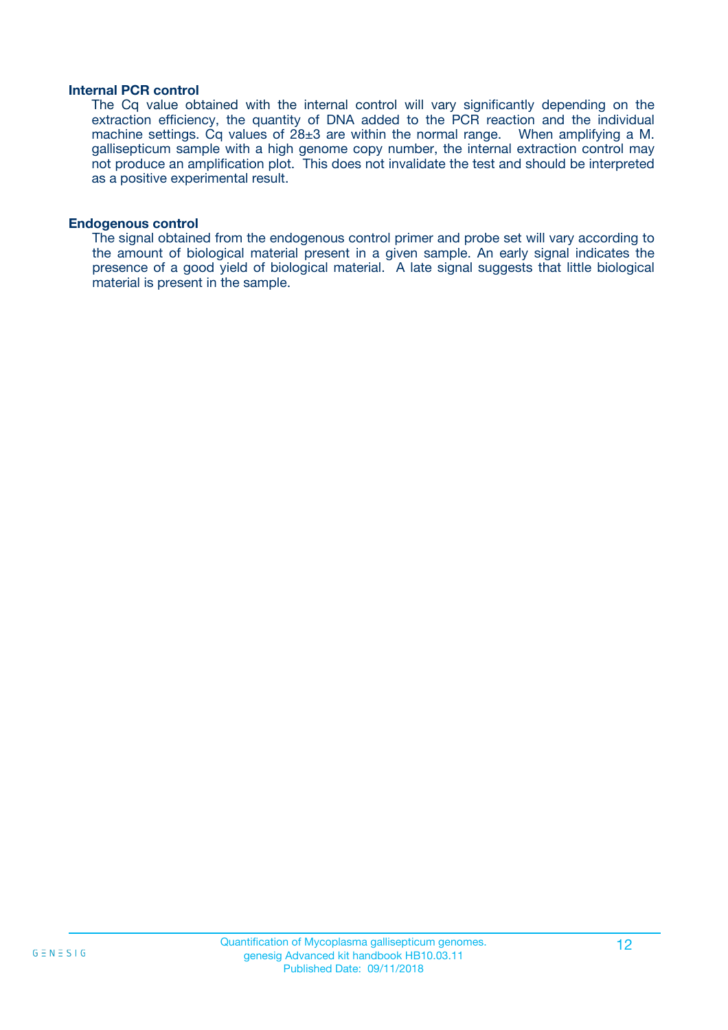### Internal PCR control

The Cq value obtained with the internal control will vary significantly depending on the extraction efficiency, the quantity of DNA added to the PCR reaction and the individual machine settings. Cq values of 28±3 are within the normal range. When amplifying a M. gallisepticum sample with a high genome copy number, the internal extraction control may not produce an amplification plot. This does not invalidate the test and should be interpreted as a positive experimental result.

### Endogenous control

The signal obtained from the endogenous control primer and probe set will vary according to the amount of biological material present in a given sample. An early signal indicates the presence of a good yield of biological material. A late signal suggests that little biological material is present in the sample.